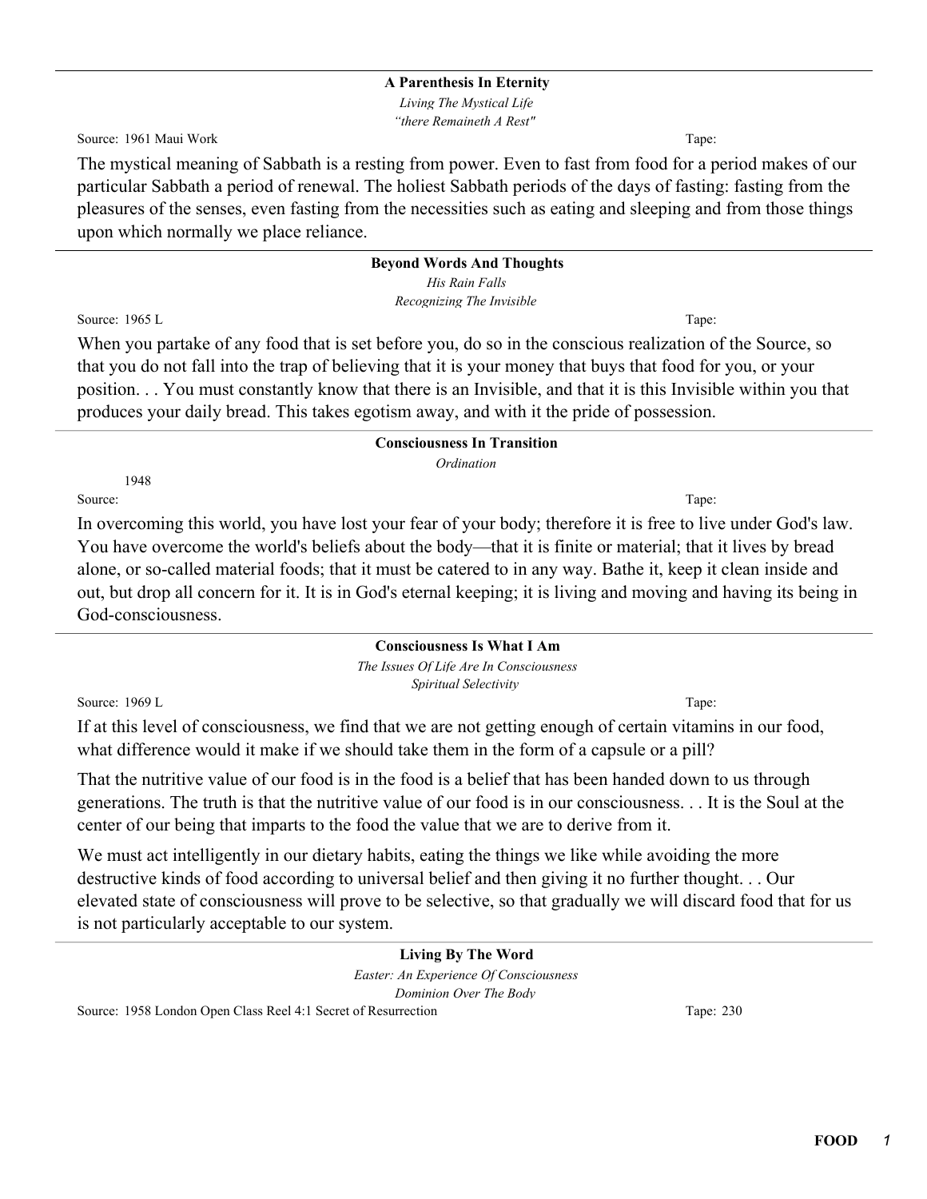### A Parenthesis In Eternity

*Living The Mystical Life*

*"there Remaineth A Rest"*

Source: 1961 Maui Work Tape:

The mystical meaning of Sabbath is a resting from power. Even to fast from food for a period makes of our particular Sabbath a period of renewal. The holiest Sabbath periods of the days of fasting: fasting from the pleasures of the senses, even fasting from the necessities such as eating and sleeping and from those things upon which normally we place reliance.

---

### Beyond Words And Thoughts

*His Rain Falls*

*Recognizing The Invisible*

Source: 1965 L Tape:

When you partake of any food that is set before you, do so in the conscious realization of the Source, so that you do not fall into the trap of believing that it is your money that buys that food for you, or your position. . . You must constantly know that there is an Invisible, and that it is this Invisible within you that produces your daily bread. This takes egotism away, and with it the pride of possession.

---

### Consciousness In Transition

*Ordination*

Source: 1948 Tape:

In overcoming this world, you have lost your fear of your body; therefore it is free to live under God's law. You have overcome the world's beliefs about the body—that it is finite or material; that it lives by bread alone, or so-called material foods; that it must be catered to in any way. Bathe it, keep it clean inside and out, but drop all concern for it. It is in God's eternal keeping; it is living and moving and having its being in God-consciousness.

---

### Consciousness Is What I Am

*The Issues Of Life Are In Consciousness*

*Spiritual Selectivity*

Source: 1969 L Tape:

If at this level of consciousness, we find that we are not getting enough of certain vitamins in our food, what difference would it make if we should take them in the form of a capsule or a pill?

That the nutritive value of our food is in the food is a belief that has been handed down to us through generations. The truth is that the nutritive value of our food is in our consciousness. . . It is the Soul at the center of our being that imparts to the food the value that we are to derive from it.

We must act intelligently in our dietary habits, eating the things we like while avoiding the more destructive kinds of food according to universal belief and then giving it no further thought. . . Our elevated state of consciousness will prove to be selective, so that gradually we will discard food that for us is not particularly acceptable to our system.

---

### Living By The Word

*Easter: An Experience Of Consciousness*

*Dominion Over The Body*

Source: 1958 London Open Class Reel 4:1 Secret of Resurrection Tape: 230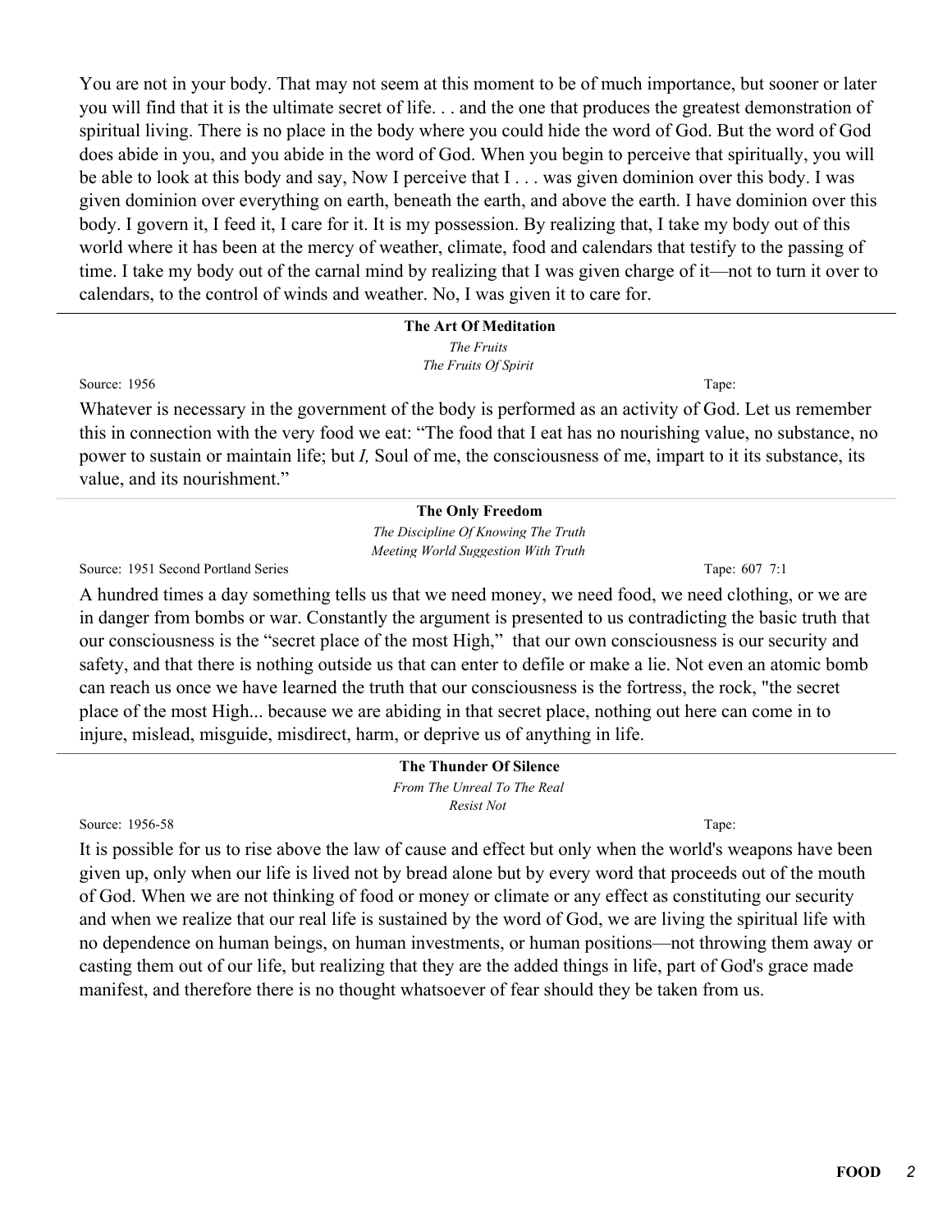You are not in your body. That may not seem at this moment to be of much importance, but sooner or later you will find that it is the ultimate secret of life. . . and the one that produces the greatest demonstration of spiritual living. There is no place in the body where you could hide the word of God. But the word of God does abide in you, and you abide in the word of God. When you begin to perceive that spiritually, you will be able to look at this body and say, Now I perceive that I . . . was given dominion over this body. I was given dominion over everything on earth, beneath the earth, and above the earth. I have dominion over this body. I govern it, I feed it, I care for it. It is my possession. By realizing that, I take my body out of this world where it has been at the mercy of weather, climate, food and calendars that testify to the passing of time. I take my body out of the carnal mind by realizing that I was given charge of it—not to turn it over to calendars, to the control of winds and weather. No, I was given it to care for.

---

**The Art Of Meditation**

*The Fruits*

*The Fruits Of Spirit*

Source: 1956 Tape:

Whatever is necessary in the government of the body is performed as an activity of God. Let us remember this in connection with the very food we eat: "The food that I eat has no nourishing value, no substance, no power to sustain or maintain life; but *I,* Soul of me, the consciousness of me, impart to it its substance, its value, and its nourishment."

---

**The Only Freedom**

*The Discipline Of Knowing The Truth*

*Meeting World Suggestion With Truth*

Source: 1951 Second Portland Series Tape: 607 7:1

A hundred times a day something tells us that we need money, we need food, we need clothing, or we are in danger from bombs or war. Constantly the argument is presented to us contradicting the basic truth that our consciousness is the "secret place of the most High," that our own consciousness is our security and safety, and that there is nothing outside us that can enter to defile or make a lie. Not even an atomic bomb can reach us once we have learned the truth that our consciousness is the fortress, the rock, "the secret place of the most High... because we are abiding in that secret place, nothing out here can come in to injure, mislead, misguide, misdirect, harm, or deprive us of anything in life.

---

**The Thunder Of Silence**

*From The Unreal To The Real*

*Resist Not*

Source: 1956-58 Tape:

It is possible for us to rise above the law of cause and effect but only when the world's weapons have been given up, only when our life is lived not by bread alone but by every word that proceeds out of the mouth of God. When we are not thinking of food or money or climate or any effect as constituting our security and when we realize that our real life is sustained by the word of God, we are living the spiritual life with no dependence on human beings, on human investments, or human positions—not throwing them away or casting them out of our life, but realizing that they are the added things in life, part of God's grace made manifest, and therefore there is no thought whatsoever of fear should they be taken from us.